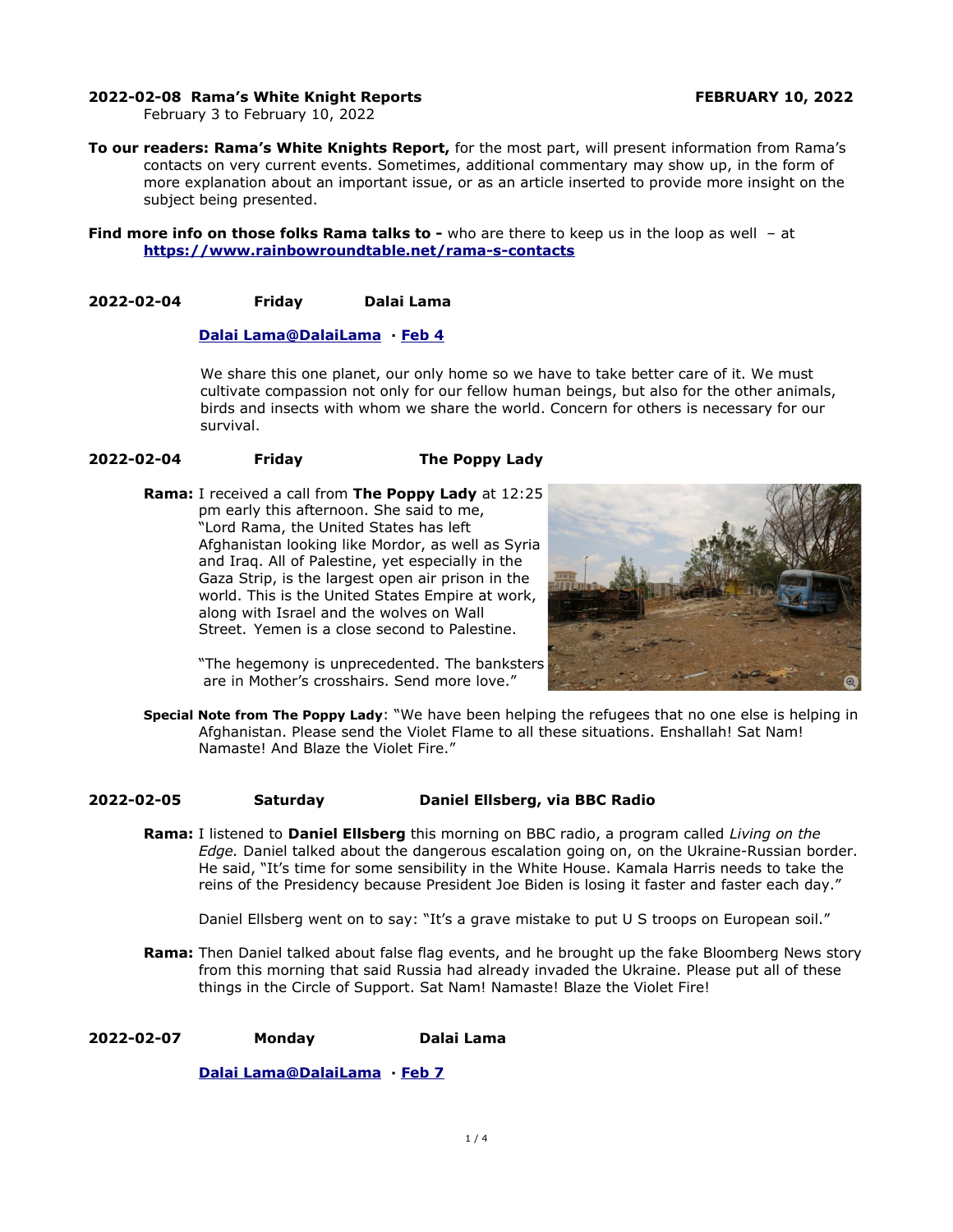**2022-02-08 Rama's White Knight Reports** **FEBRUARY 10, 2022**
February 3 to February 10, 2022

**To our readers: Rama's White Knights Report,** for the most part, will present information from Rama's contacts on very current events. Sometimes, additional commentary may show up, in the form of more explanation about an important issue, or as an article inserted to provide more insight on the subject being presented.

**Find more info on those folks Rama talks to -** who are there to keep us in the loop as well – at **https://www.rainbowroundtable.net/rama-s-contacts**

**2022-02-04 Friday Dalai Lama**

**Dalai Lama@DalaiLama · Feb 4**

We share this one planet, our only home so we have to take better care of it. We must cultivate compassion not only for our fellow human beings, but also for the other animals, birds and insects with whom we share the world. Concern for others is necessary for our survival.

**2022-02-04 Friday The Poppy Lady**

**Rama:** I received a call from **The Poppy Lady** at 12:25 pm early this afternoon. She said to me, "Lord Rama, the United States has left Afghanistan looking like Mordor, as well as Syria and Iraq. All of Palestine, yet especially in the Gaza Strip, is the largest open air prison in the world. This is the United States Empire at work, along with Israel and the wolves on Wall Street. Yemen is a close second to Palestine.

"The hegemony is unprecedented. The banksters are in Mother's crosshairs. Send more love."

**Special Note from The Poppy Lady**: "We have been helping the refugees that no one else is helping in Afghanistan. Please send the Violet Flame to all these situations. Enshallah! Sat Nam! Namaste! And Blaze the Violet Fire."

**2022-02-05 Saturday Daniel Ellsberg, via BBC Radio**

**Rama:** I listened to **Daniel Ellsberg** this morning on BBC radio, a program called *Living on the Edge.* Daniel talked about the dangerous escalation going on, on the Ukraine-Russian border. He said, "It's time for some sensibility in the White House. Kamala Harris needs to take the reins of the Presidency because President Joe Biden is losing it faster and faster each day."

Daniel Ellsberg went on to say: "It's a grave mistake to put U S troops on European soil."

**Rama:** Then Daniel talked about false flag events, and he brought up the fake Bloomberg News story from this morning that said Russia had already invaded the Ukraine. Please put all of these things in the Circle of Support. Sat Nam! Namaste! Blaze the Violet Fire!

**2022-02-07 Monday Dalai Lama**

**Dalai Lama@DalaiLama · Feb 7**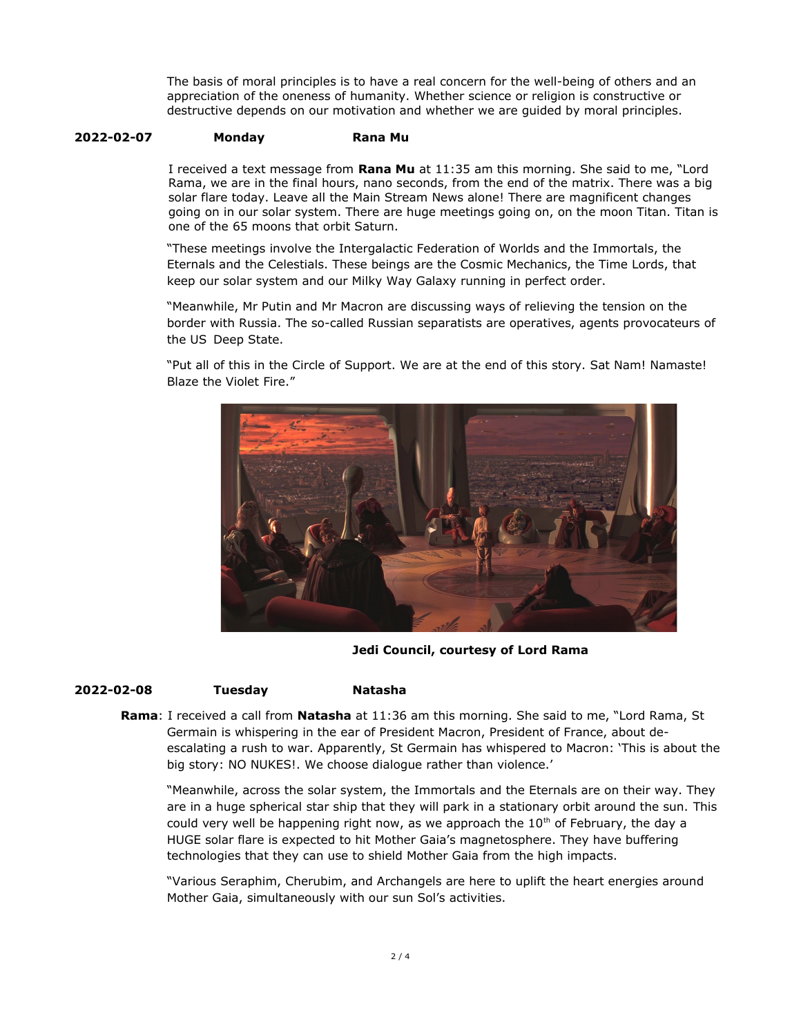The basis of moral principles is to have a real concern for the well-being of others and an appreciation of the oneness of humanity. Whether science or religion is constructive or destructive depends on our motivation and whether we are guided by moral principles.

**2022-02-07 Monday Rana Mu**

I received a text message from **Rana Mu** at 11:35 am this morning. She said to me, "Lord Rama, we are in the final hours, nano seconds, from the end of the matrix. There was a big solar flare today. Leave all the Main Stream News alone! There are magnificent changes going on in our solar system. There are huge meetings going on, on the moon Titan. Titan is one of the 65 moons that orbit Saturn.

"These meetings involve the Intergalactic Federation of Worlds and the Immortals, the Eternals and the Celestials. These beings are the Cosmic Mechanics, the Time Lords, that keep our solar system and our Milky Way Galaxy running in perfect order.

"Meanwhile, Mr Putin and Mr Macron are discussing ways of relieving the tension on the border with Russia. The so-called Russian separatists are operatives, agents provocateurs of the US Deep State.

"Put all of this in the Circle of Support. We are at the end of this story. Sat Nam! Namaste! Blaze the Violet Fire."

**Jedi Council, courtesy of Lord Rama**

**2022-02-08 Tuesday Natasha**

**Rama**: I received a call from **Natasha** at 11:36 am this morning. She said to me, "Lord Rama, St Germain is whispering in the ear of President Macron, President of France, about de-escalating a rush to war. Apparently, St Germain has whispered to Macron: 'This is about the big story: NO NUKES!. We choose dialogue rather than violence.'

"Meanwhile, across the solar system, the Immortals and the Eternals are on their way. They are in a huge spherical star ship that they will park in a stationary orbit around the sun. This could very well be happening right now, as we approach the 10th of February, the day a HUGE solar flare is expected to hit Mother Gaia's magnetosphere. They have buffering technologies that they can use to shield Mother Gaia from the high impacts.

"Various Seraphim, Cherubim, and Archangels are here to uplift the heart energies around Mother Gaia, simultaneously with our sun Sol's activities.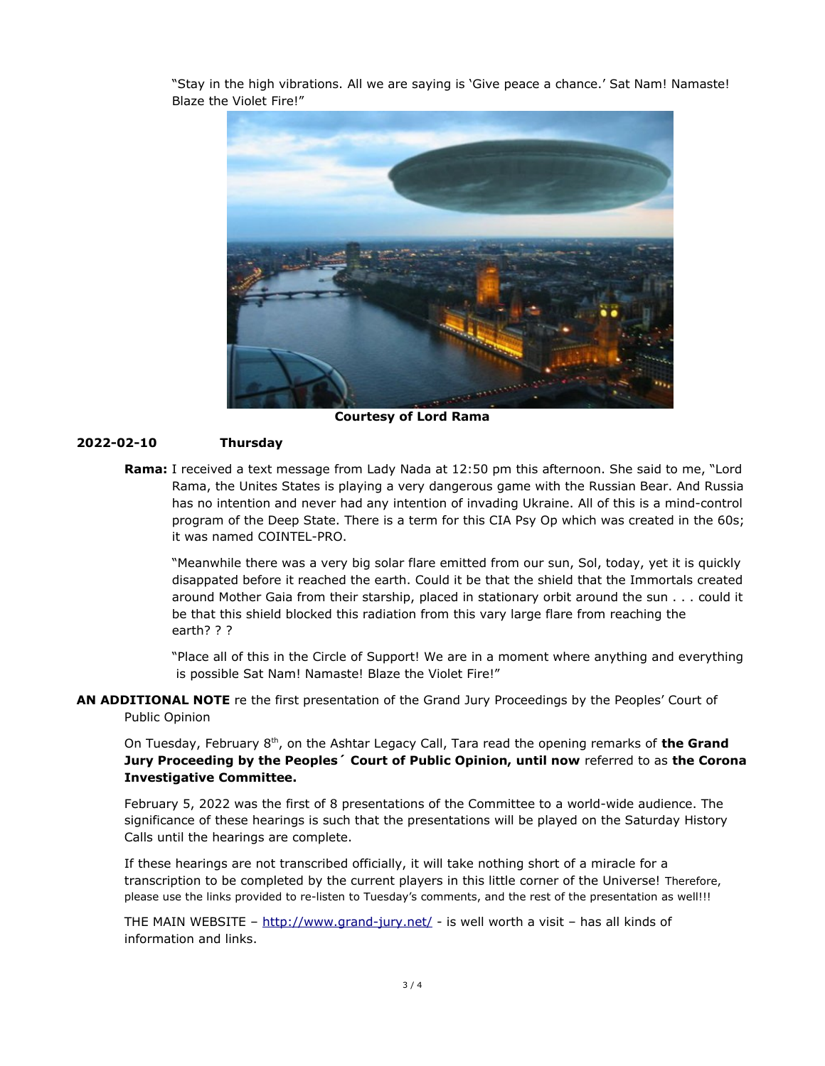"Stay in the high vibrations. All we are saying is 'Give peace a chance.' Sat Nam! Namaste! Blaze the Violet Fire!"

**Courtesy of Lord Rama**

**2022-02-10 Thursday**

**Rama:** I received a text message from Lady Nada at 12:50 pm this afternoon. She said to me, "Lord Rama, the Unites States is playing a very dangerous game with the Russian Bear. And Russia has no intention and never had any intention of invading Ukraine. All of this is a mind-control program of the Deep State. There is a term for this CIA Psy Op which was created in the 60s; it was named COINTEL-PRO.

"Meanwhile there was a very big solar flare emitted from our sun, Sol, today, yet it is quickly disappated before it reached the earth. Could it be that the shield that the Immortals created around Mother Gaia from their starship, placed in stationary orbit around the sun . . . could it be that this shield blocked this radiation from this vary large flare from reaching the earth? ? ?

"Place all of this in the Circle of Support! We are in a moment where anything and everything is possible Sat Nam! Namaste! Blaze the Violet Fire!"

**AN ADDITIONAL NOTE** re the first presentation of the Grand Jury Proceedings by the Peoples' Court of Public Opinion

On Tuesday, February 8th, on the Ashtar Legacy Call, Tara read the opening remarks of **the Grand Jury Proceeding by the Peoples´ Court of Public Opinion, until now** referred to as **the Corona Investigative Committee.**

February 5, 2022 was the first of 8 presentations of the Committee to a world-wide audience. The significance of these hearings is such that the presentations will be played on the Saturday History Calls until the hearings are complete.

If these hearings are not transcribed officially, it will take nothing short of a miracle for a transcription to be completed by the current players in this little corner of the Universe! Therefore, please use the links provided to re-listen to Tuesday's comments, and the rest of the presentation as well!!!

THE MAIN WEBSITE – http://www.grand-jury.net/ - is well worth a visit – has all kinds of information and links.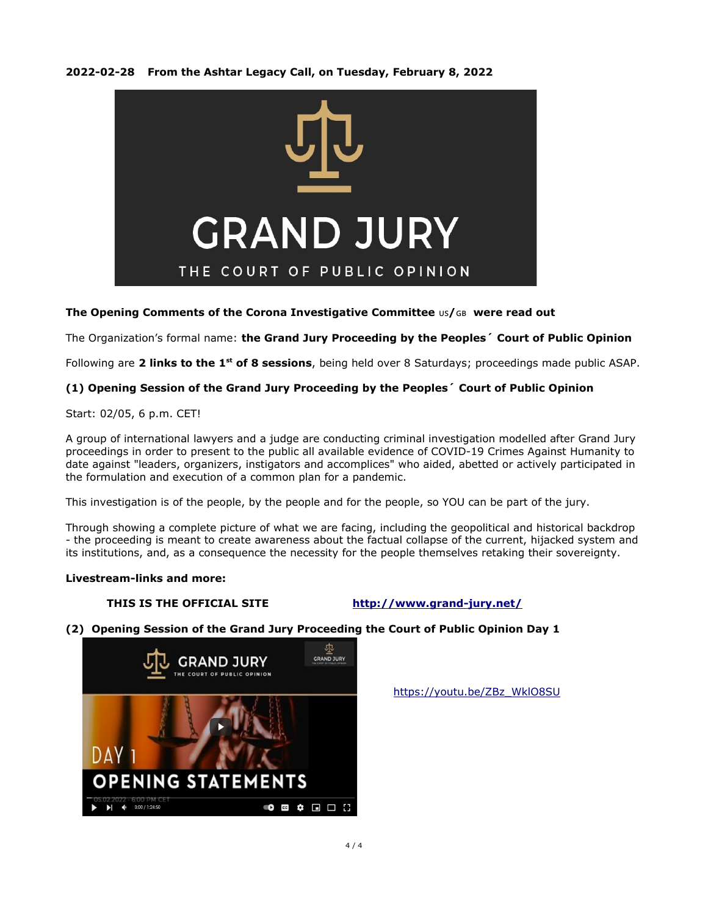**2022-02-28 From the Ashtar Legacy Call, on Tuesday, February 8, 2022**

GRAND JURY

THE COURT OF PUBLIC OPINION

**The Opening Comments of the Corona Investigative Committee US/GB were read out**

The Organization's formal name: **the Grand Jury Proceeding by the Peoples´ Court of Public Opinion**

Following are **2 links to the 1st of 8 sessions**, being held over 8 Saturdays; proceedings made public ASAP.

**(1) Opening Session of the Grand Jury Proceeding by the Peoples´ Court of Public Opinion**

Start: 02/05, 6 p.m. CET!

A group of international lawyers and a judge are conducting criminal investigation modelled after Grand Jury proceedings in order to present to the public all available evidence of COVID-19 Crimes Against Humanity to date against "leaders, organizers, instigators and accomplices" who aided, abetted or actively participated in the formulation and execution of a common plan for a pandemic.

This investigation is of the people, by the people and for the people, so YOU can be part of the jury.

Through showing a complete picture of what we are facing, including the geopolitical and historical backdrop - the proceeding is meant to create awareness about the factual collapse of the current, hijacked system and its institutions, and, as a consequence the necessity for the people themselves retaking their sovereignty.

**Livestream-links and more:**

**THIS IS THE OFFICIAL SITE** **http://www.grand-jury.net/**

**(2) Opening Session of the Grand Jury Proceeding the Court of Public Opinion Day 1**

GRAND JURY
THE COURT OF PUBLIC OPINION
DAY 1
OPENING STATEMENTS
05.02.2022 - 6:00 PM CET
0:00 / 1:24:50

https://youtu.be/ZBz_WklO8SU